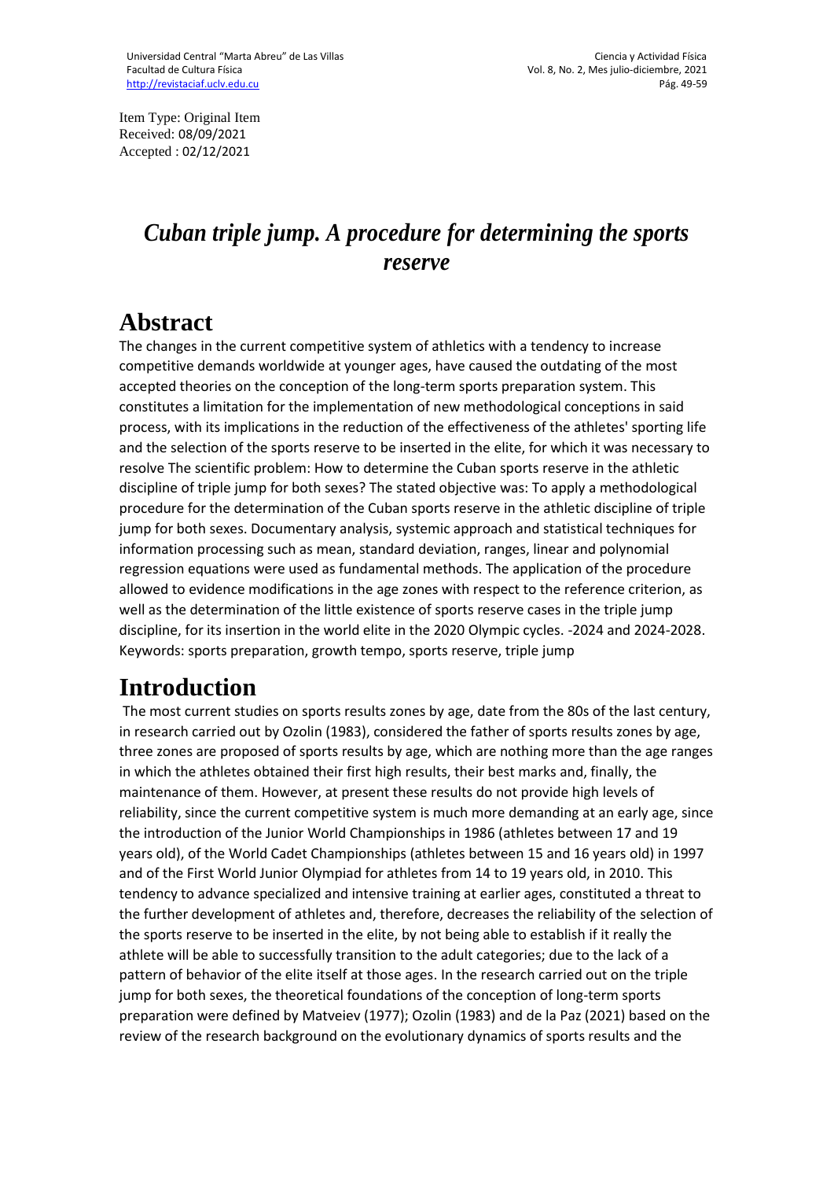Item Type: Original Item
Received: 08/09/2021
Accepted : 02/12/2021

# *Cuban triple jump. A procedure for determining the sports reserve*

## Abstract

The changes in the current competitive system of athletics with a tendency to increase competitive demands worldwide at younger ages, have caused the outdating of the most accepted theories on the conception of the long-term sports preparation system. This constitutes a limitation for the implementation of new methodological conceptions in said process, with its implications in the reduction of the effectiveness of the athletes' sporting life and the selection of the sports reserve to be inserted in the elite, for which it was necessary to resolve The scientific problem: How to determine the Cuban sports reserve in the athletic discipline of triple jump for both sexes? The stated objective was: To apply a methodological procedure for the determination of the Cuban sports reserve in the athletic discipline of triple jump for both sexes. Documentary analysis, systemic approach and statistical techniques for information processing such as mean, standard deviation, ranges, linear and polynomial regression equations were used as fundamental methods. The application of the procedure allowed to evidence modifications in the age zones with respect to the reference criterion, as well as the determination of the little existence of sports reserve cases in the triple jump discipline, for its insertion in the world elite in the 2020 Olympic cycles. -2024 and 2024-2028.

Keywords: sports preparation, growth tempo, sports reserve, triple jump

## Introduction

The most current studies on sports results zones by age, date from the 80s of the last century, in research carried out by Ozolin (1983), considered the father of sports results zones by age, three zones are proposed of sports results by age, which are nothing more than the age ranges in which the athletes obtained their first high results, their best marks and, finally, the maintenance of them. However, at present these results do not provide high levels of reliability, since the current competitive system is much more demanding at an early age, since the introduction of the Junior World Championships in 1986 (athletes between 17 and 19 years old), of the World Cadet Championships (athletes between 15 and 16 years old) in 1997 and of the First World Junior Olympiad for athletes from 14 to 19 years old, in 2010. This tendency to advance specialized and intensive training at earlier ages, constituted a threat to the further development of athletes and, therefore, decreases the reliability of the selection of the sports reserve to be inserted in the elite, by not being able to establish if it really the athlete will be able to successfully transition to the adult categories; due to the lack of a pattern of behavior of the elite itself at those ages. In the research carried out on the triple jump for both sexes, the theoretical foundations of the conception of long-term sports preparation were defined by Matveiev (1977); Ozolin (1983) and de la Paz (2021) based on the review of the research background on the evolutionary dynamics of sports results and the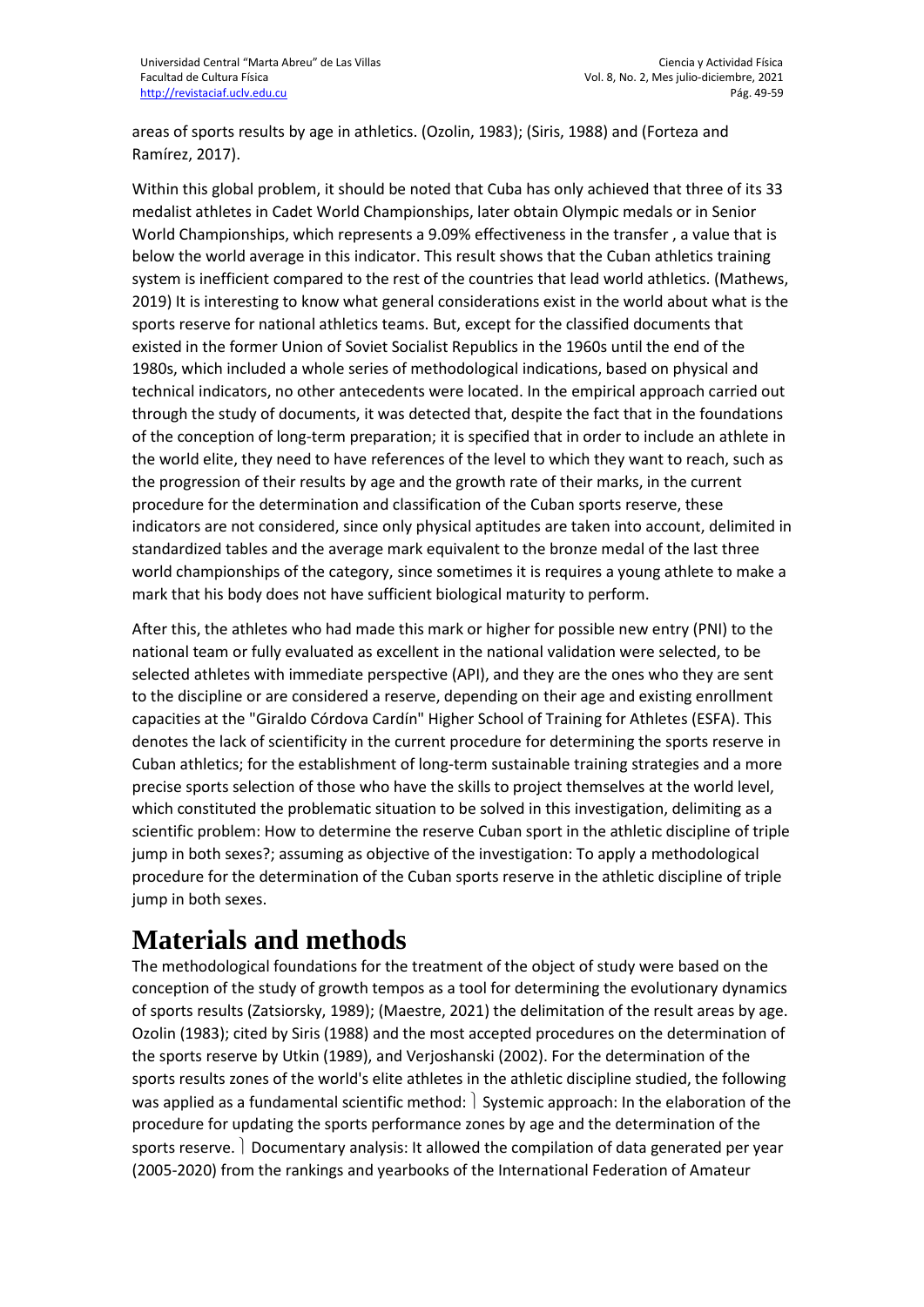areas of sports results by age in athletics. (Ozolin, 1983); (Siris, 1988) and (Forteza and Ramírez, 2017).

Within this global problem, it should be noted that Cuba has only achieved that three of its 33 medalist athletes in Cadet World Championships, later obtain Olympic medals or in Senior World Championships, which represents a 9.09% effectiveness in the transfer , a value that is below the world average in this indicator. This result shows that the Cuban athletics training system is inefficient compared to the rest of the countries that lead world athletics. (Mathews, 2019) It is interesting to know what general considerations exist in the world about what is the sports reserve for national athletics teams. But, except for the classified documents that existed in the former Union of Soviet Socialist Republics in the 1960s until the end of the 1980s, which included a whole series of methodological indications, based on physical and technical indicators, no other antecedents were located. In the empirical approach carried out through the study of documents, it was detected that, despite the fact that in the foundations of the conception of long-term preparation; it is specified that in order to include an athlete in the world elite, they need to have references of the level to which they want to reach, such as the progression of their results by age and the growth rate of their marks, in the current procedure for the determination and classification of the Cuban sports reserve, these indicators are not considered, since only physical aptitudes are taken into account, delimited in standardized tables and the average mark equivalent to the bronze medal of the last three world championships of the category, since sometimes it is requires a young athlete to make a mark that his body does not have sufficient biological maturity to perform.

After this, the athletes who had made this mark or higher for possible new entry (PNI) to the national team or fully evaluated as excellent in the national validation were selected, to be selected athletes with immediate perspective (API), and they are the ones who they are sent to the discipline or are considered a reserve, depending on their age and existing enrollment capacities at the "Giraldo Córdova Cardín" Higher School of Training for Athletes (ESFA). This denotes the lack of scientificity in the current procedure for determining the sports reserve in Cuban athletics; for the establishment of long-term sustainable training strategies and a more precise sports selection of those who have the skills to project themselves at the world level, which constituted the problematic situation to be solved in this investigation, delimiting as a scientific problem: How to determine the reserve Cuban sport in the athletic discipline of triple jump in both sexes?; assuming as objective of the investigation: To apply a methodological procedure for the determination of the Cuban sports reserve in the athletic discipline of triple jump in both sexes.

# Materials and methods

The methodological foundations for the treatment of the object of study were based on the conception of the study of growth tempos as a tool for determining the evolutionary dynamics of sports results (Zatsiorsky, 1989); (Maestre, 2021) the delimitation of the result areas by age. Ozolin (1983); cited by Siris (1988) and the most accepted procedures on the determination of the sports reserve by Utkin (1989), and Verjoshanski (2002). For the determination of the sports results zones of the world's elite athletes in the athletic discipline studied, the following was applied as a fundamental scientific method:

- Systemic approach: In the elaboration of the procedure for updating the sports performance zones by age and the determination of the sports reserve.
- Documentary analysis: It allowed the compilation of data generated per year (2005-2020) from the rankings and yearbooks of the International Federation of Amateur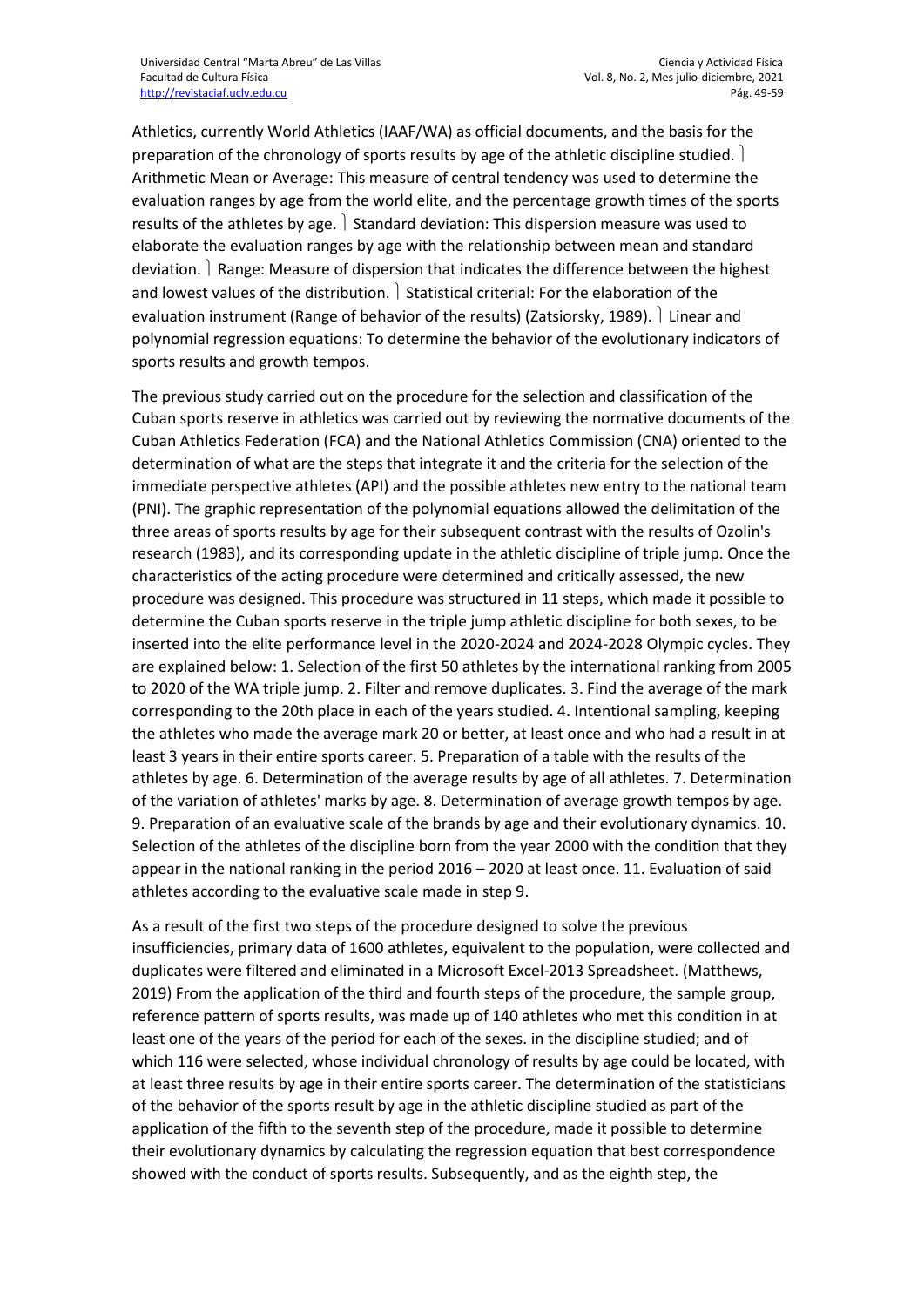Athletics, currently World Athletics (IAAF/WA) as official documents, and the basis for the preparation of the chronology of sports results by age of the athletic discipline studied.  Arithmetic Mean or Average: This measure of central tendency was used to determine the evaluation ranges by age from the world elite, and the percentage growth times of the sports results of the athletes by age.  Standard deviation: This dispersion measure was used to elaborate the evaluation ranges by age with the relationship between mean and standard deviation.  Range: Measure of dispersion that indicates the difference between the highest and lowest values of the distribution.  Statistical criterial: For the elaboration of the evaluation instrument (Range of behavior of the results) (Zatsiorsky, 1989).  Linear and polynomial regression equations: To determine the behavior of the evolutionary indicators of sports results and growth tempos.

The previous study carried out on the procedure for the selection and classification of the Cuban sports reserve in athletics was carried out by reviewing the normative documents of the Cuban Athletics Federation (FCA) and the National Athletics Commission (CNA) oriented to the determination of what are the steps that integrate it and the criteria for the selection of the immediate perspective athletes (API) and the possible athletes new entry to the national team (PNI). The graphic representation of the polynomial equations allowed the delimitation of the three areas of sports results by age for their subsequent contrast with the results of Ozolin's research (1983), and its corresponding update in the athletic discipline of triple jump. Once the characteristics of the acting procedure were determined and critically assessed, the new procedure was designed. This procedure was structured in 11 steps, which made it possible to determine the Cuban sports reserve in the triple jump athletic discipline for both sexes, to be inserted into the elite performance level in the 2020-2024 and 2024-2028 Olympic cycles. They are explained below: 1. Selection of the first 50 athletes by the international ranking from 2005 to 2020 of the WA triple jump. 2. Filter and remove duplicates. 3. Find the average of the mark corresponding to the 20th place in each of the years studied. 4. Intentional sampling, keeping the athletes who made the average mark 20 or better, at least once and who had a result in at least 3 years in their entire sports career. 5. Preparation of a table with the results of the athletes by age. 6. Determination of the average results by age of all athletes. 7. Determination of the variation of athletes' marks by age. 8. Determination of average growth tempos by age. 9. Preparation of an evaluative scale of the brands by age and their evolutionary dynamics. 10. Selection of the athletes of the discipline born from the year 2000 with the condition that they appear in the national ranking in the period 2016 – 2020 at least once. 11. Evaluation of said athletes according to the evaluative scale made in step 9.

As a result of the first two steps of the procedure designed to solve the previous insufficiencies, primary data of 1600 athletes, equivalent to the population, were collected and duplicates were filtered and eliminated in a Microsoft Excel-2013 Spreadsheet. (Matthews, 2019) From the application of the third and fourth steps of the procedure, the sample group, reference pattern of sports results, was made up of 140 athletes who met this condition in at least one of the years of the period for each of the sexes. in the discipline studied; and of which 116 were selected, whose individual chronology of results by age could be located, with at least three results by age in their entire sports career. The determination of the statisticians of the behavior of the sports result by age in the athletic discipline studied as part of the application of the fifth to the seventh step of the procedure, made it possible to determine their evolutionary dynamics by calculating the regression equation that best correspondence showed with the conduct of sports results. Subsequently, and as the eighth step, the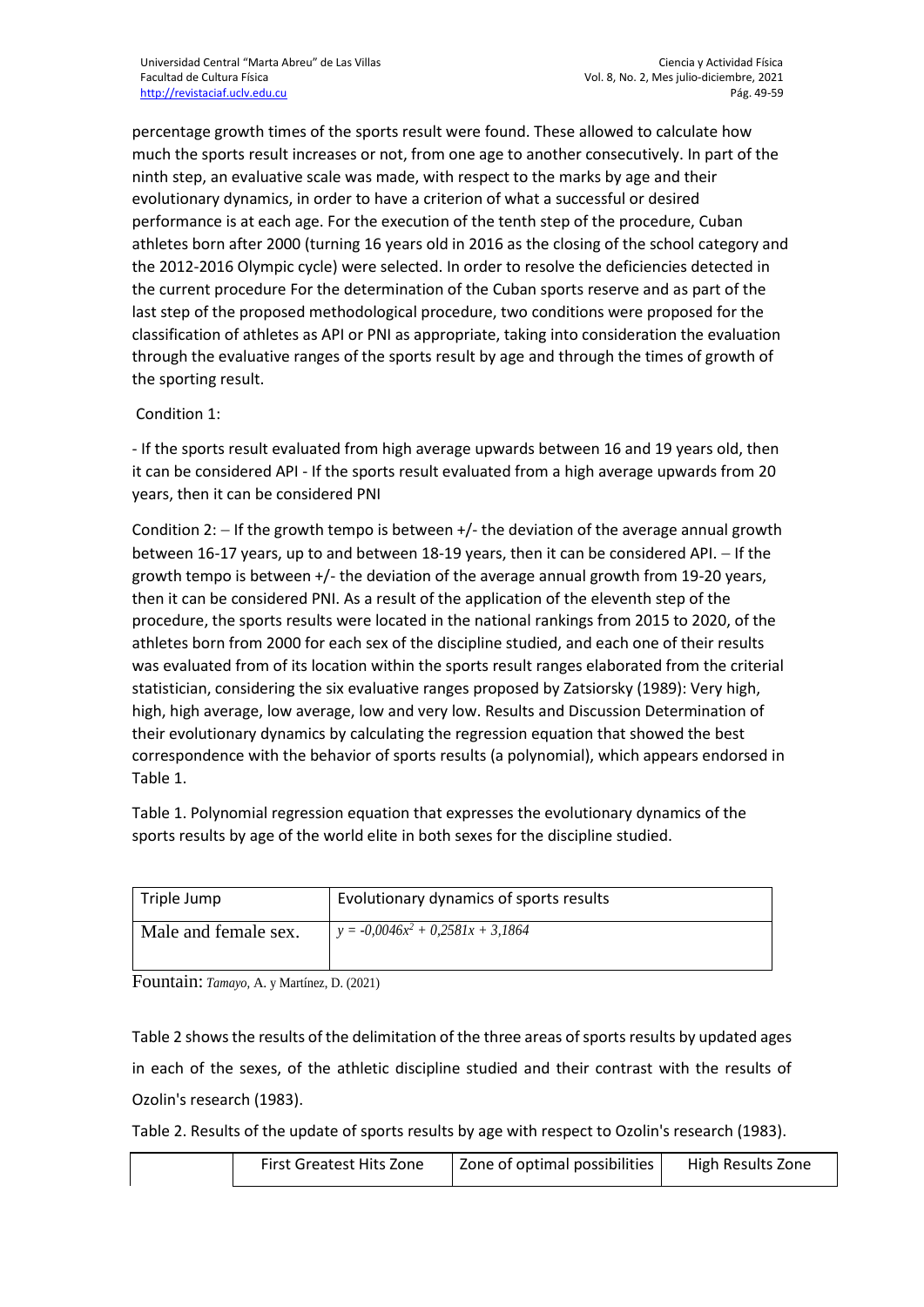percentage growth times of the sports result were found. These allowed to calculate how much the sports result increases or not, from one age to another consecutively. In part of the ninth step, an evaluative scale was made, with respect to the marks by age and their evolutionary dynamics, in order to have a criterion of what a successful or desired performance is at each age. For the execution of the tenth step of the procedure, Cuban athletes born after 2000 (turning 16 years old in 2016 as the closing of the school category and the 2012-2016 Olympic cycle) were selected. In order to resolve the deficiencies detected in the current procedure For the determination of the Cuban sports reserve and as part of the last step of the proposed methodological procedure, two conditions were proposed for the classification of athletes as API or PNI as appropriate, taking into consideration the evaluation through the evaluative ranges of the sports result by age and through the times of growth of the sporting result.

Condition 1:

- If the sports result evaluated from high average upwards between 16 and 19 years old, then it can be considered API - If the sports result evaluated from a high average upwards from 20 years, then it can be considered PNI

Condition 2: – If the growth tempo is between +/- the deviation of the average annual growth between 16-17 years, up to and between 18-19 years, then it can be considered API. – If the growth tempo is between +/- the deviation of the average annual growth from 19-20 years, then it can be considered PNI. As a result of the application of the eleventh step of the procedure, the sports results were located in the national rankings from 2015 to 2020, of the athletes born from 2000 for each sex of the discipline studied, and each one of their results was evaluated from of its location within the sports result ranges elaborated from the criterial statistician, considering the six evaluative ranges proposed by Zatsiorsky (1989): Very high, high, high average, low average, low and very low. Results and Discussion Determination of their evolutionary dynamics by calculating the regression equation that showed the best correspondence with the behavior of sports results (a polynomial), which appears endorsed in Table 1.

Table 1. Polynomial regression equation that expresses the evolutionary dynamics of the sports results by age of the world elite in both sexes for the discipline studied.

| Triple Jump | Evolutionary dynamics of sports results |
|---|---|
| Male and female sex. | $y = -0{,}0046x^2 + 0{,}2581x + 3{,}1864$ |

Fountain: *Tamayo*, A. y Martínez, D. (2021)

Table 2 shows the results of the delimitation of the three areas of sports results by updated ages in each of the sexes, of the athletic discipline studied and their contrast with the results of Ozolin's research (1983).

Table 2. Results of the update of sports results by age with respect to Ozolin's research (1983).

| | First Greatest Hits Zone | Zone of optimal possibilities | High Results Zone |
|---|---|---|---|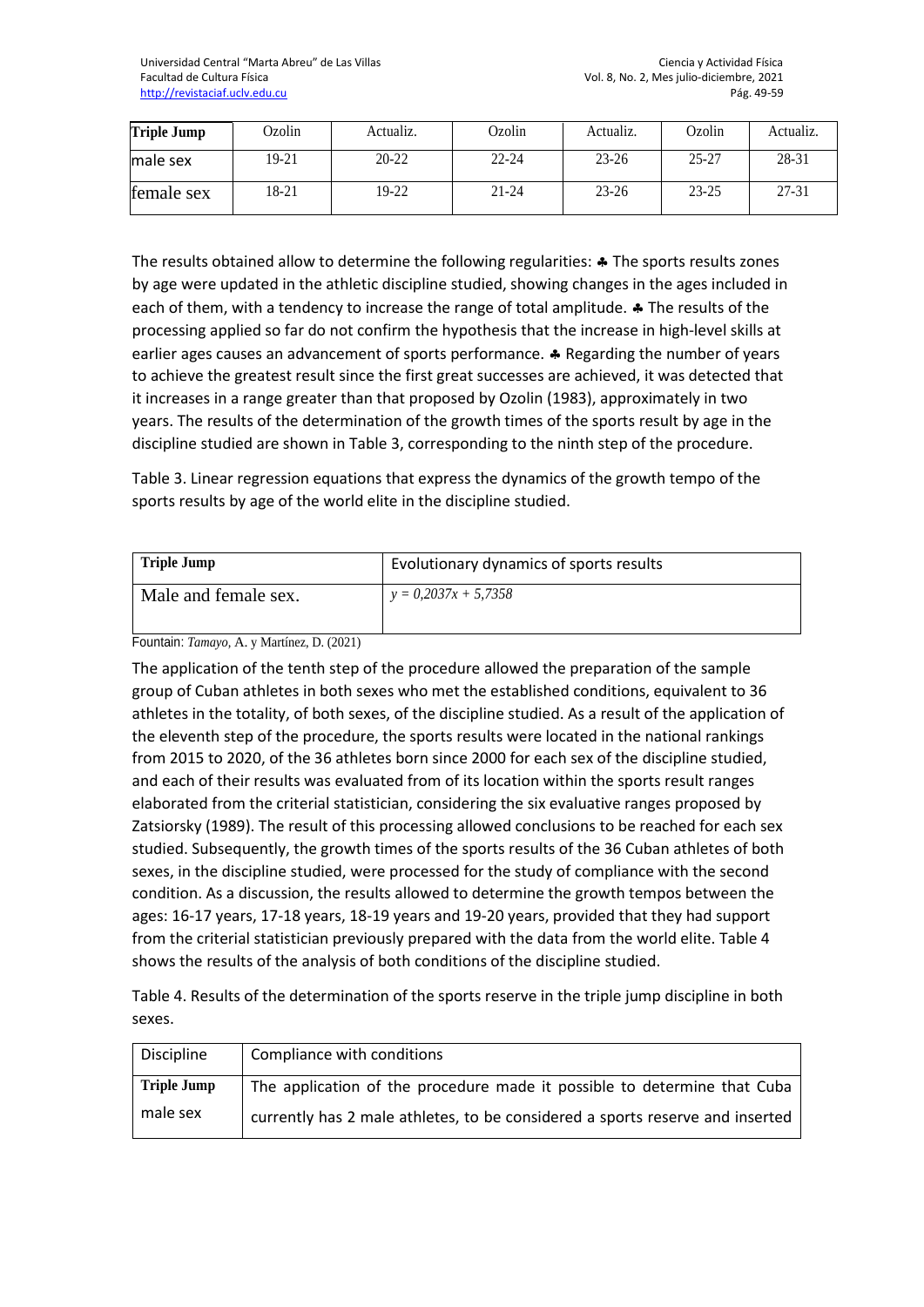| Triple Jump | Ozolin | Actualiz. | Ozolin | Actualiz. | Ozolin | Actualiz. |
|---|---|---|---|---|---|---|
| male sex | 19-21 | 20-22 | 22-24 | 23-26 | 25-27 | 28-31 |
| female sex | 18-21 | 19-22 | 21-24 | 23-26 | 23-25 | 27-31 |

The results obtained allow to determine the following regularities: ♣ The sports results zones by age were updated in the athletic discipline studied, showing changes in the ages included in each of them, with a tendency to increase the range of total amplitude. ♣ The results of the processing applied so far do not confirm the hypothesis that the increase in high-level skills at earlier ages causes an advancement of sports performance. ♣ Regarding the number of years to achieve the greatest result since the first great successes are achieved, it was detected that it increases in a range greater than that proposed by Ozolin (1983), approximately in two years. The results of the determination of the growth times of the sports result by age in the discipline studied are shown in Table 3, corresponding to the ninth step of the procedure.

Table 3. Linear regression equations that express the dynamics of the growth tempo of the sports results by age of the world elite in the discipline studied.

| Triple Jump | Evolutionary dynamics of sports results |
|---|---|
| Male and female sex. | $y = 0{,}2037x + 5{,}7358$ |

Fountain: *Tamayo*, A. y Martínez, D. (2021)

The application of the tenth step of the procedure allowed the preparation of the sample group of Cuban athletes in both sexes who met the established conditions, equivalent to 36 athletes in the totality, of both sexes, of the discipline studied. As a result of the application of the eleventh step of the procedure, the sports results were located in the national rankings from 2015 to 2020, of the 36 athletes born since 2000 for each sex of the discipline studied, and each of their results was evaluated from of its location within the sports result ranges elaborated from the criterial statistician, considering the six evaluative ranges proposed by Zatsiorsky (1989). The result of this processing allowed conclusions to be reached for each sex studied. Subsequently, the growth times of the sports results of the 36 Cuban athletes of both sexes, in the discipline studied, were processed for the study of compliance with the second condition. As a discussion, the results allowed to determine the growth tempos between the ages: 16-17 years, 17-18 years, 18-19 years and 19-20 years, provided that they had support from the criterial statistician previously prepared with the data from the world elite. Table 4 shows the results of the analysis of both conditions of the discipline studied.

Table 4. Results of the determination of the sports reserve in the triple jump discipline in both sexes.

| Discipline | Compliance with conditions |
|---|---|
| **Triple Jump** male sex | The application of the procedure made it possible to determine that Cuba currently has 2 male athletes, to be considered a sports reserve and inserted |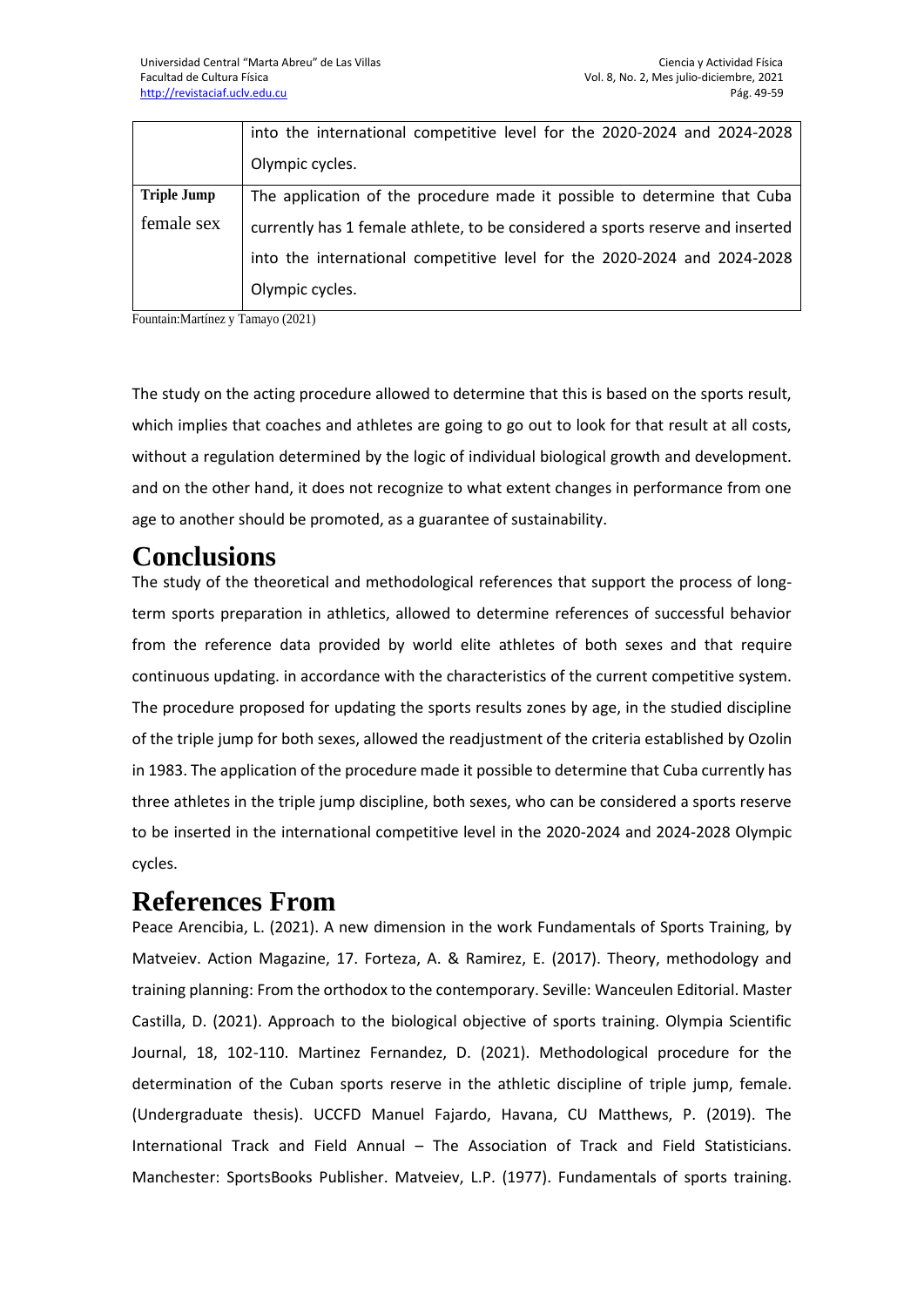| | |
|---|---|
| | into the international competitive level for the 2020-2024 and 2024-2028 Olympic cycles. |
| **Triple Jump** female sex | The application of the procedure made it possible to determine that Cuba currently has 1 female athlete, to be considered a sports reserve and inserted into the international competitive level for the 2020-2024 and 2024-2028 Olympic cycles. |

Fountain:Martínez y Tamayo (2021)

The study on the acting procedure allowed to determine that this is based on the sports result, which implies that coaches and athletes are going to go out to look for that result at all costs, without a regulation determined by the logic of individual biological growth and development. and on the other hand, it does not recognize to what extent changes in performance from one age to another should be promoted, as a guarantee of sustainability.

# Conclusions

The study of the theoretical and methodological references that support the process of long-term sports preparation in athletics, allowed to determine references of successful behavior from the reference data provided by world elite athletes of both sexes and that require continuous updating. in accordance with the characteristics of the current competitive system. The procedure proposed for updating the sports results zones by age, in the studied discipline of the triple jump for both sexes, allowed the readjustment of the criteria established by Ozolin in 1983. The application of the procedure made it possible to determine that Cuba currently has three athletes in the triple jump discipline, both sexes, who can be considered a sports reserve to be inserted in the international competitive level in the 2020-2024 and 2024-2028 Olympic cycles.

# References From

Peace Arencibia, L. (2021). A new dimension in the work Fundamentals of Sports Training, by Matveiev. Action Magazine, 17. Forteza, A. & Ramirez, E. (2017). Theory, methodology and training planning: From the orthodox to the contemporary. Seville: Wanceulen Editorial. Master Castilla, D. (2021). Approach to the biological objective of sports training. Olympia Scientific Journal, 18, 102-110. Martinez Fernandez, D. (2021). Methodological procedure for the determination of the Cuban sports reserve in the athletic discipline of triple jump, female. (Undergraduate thesis). UCCFD Manuel Fajardo, Havana, CU Matthews, P. (2019). The International Track and Field Annual – The Association of Track and Field Statisticians. Manchester: SportsBooks Publisher. Matveiev, L.P. (1977). Fundamentals of sports training.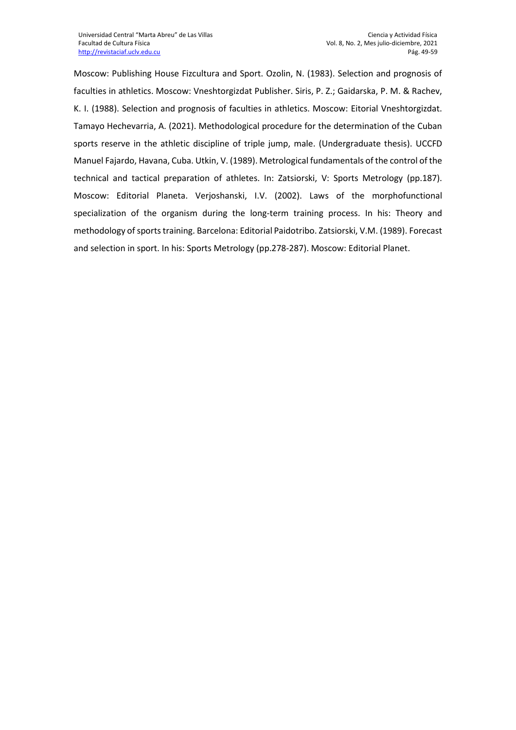Moscow: Publishing House Fizcultura and Sport. Ozolin, N. (1983). Selection and prognosis of faculties in athletics. Moscow: Vneshtorgizdat Publisher. Siris, P. Z.; Gaidarska, P. M. & Rachev, K. I. (1988). Selection and prognosis of faculties in athletics. Moscow: Eitorial Vneshtorgizdat. Tamayo Hechevarria, A. (2021). Methodological procedure for the determination of the Cuban sports reserve in the athletic discipline of triple jump, male. (Undergraduate thesis). UCCFD Manuel Fajardo, Havana, Cuba. Utkin, V. (1989). Metrological fundamentals of the control of the technical and tactical preparation of athletes. In: Zatsiorski, V: Sports Metrology (pp.187). Moscow: Editorial Planeta. Verjoshanski, I.V. (2002). Laws of the morphofunctional specialization of the organism during the long-term training process. In his: Theory and methodology of sports training. Barcelona: Editorial Paidotribo. Zatsiorski, V.M. (1989). Forecast and selection in sport. In his: Sports Metrology (pp.278-287). Moscow: Editorial Planet.